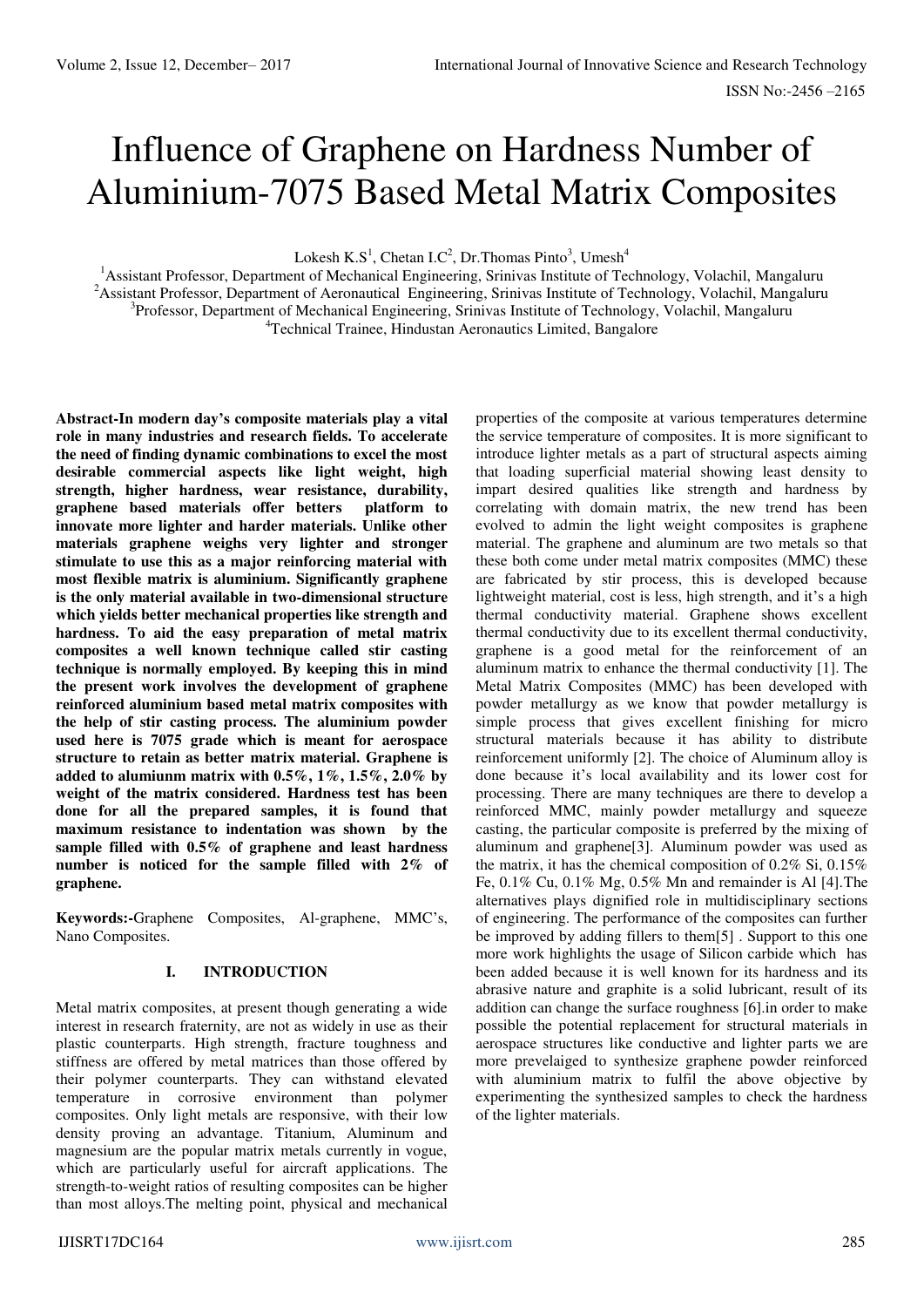# Influence of Graphene on Hardness Number of Aluminium-7075 Based Metal Matrix Composites

Lokesh K.S[1], Chetan I.C[2], Dr.Thomas Pinto[3], Umesh[4]

[1]Assistant Professor, Department of Mechanical Engineering, Srinivas Institute of Technology, Volachil, Mangaluru
[2]Assistant Professor, Department of Aeronautical Engineering, Srinivas Institute of Technology, Volachil, Mangaluru
[3]Professor, Department of Mechanical Engineering, Srinivas Institute of Technology, Volachil, Mangaluru
[4]Technical Trainee, Hindustan Aeronautics Limited, Bangalore

**Abstract-In modern day's composite materials play a vital role in many industries and research fields. To accelerate the need of finding dynamic combinations to excel the most desirable commercial aspects like light weight, high strength, higher hardness, wear resistance, durability, graphene based materials offer betters platform to innovate more lighter and harder materials. Unlike other materials graphene weighs very lighter and stronger stimulate to use this as a major reinforcing material with most flexible matrix is aluminium. Significantly graphene is the only material available in two-dimensional structure which yields better mechanical properties like strength and hardness. To aid the easy preparation of metal matrix composites a well known technique called stir casting technique is normally employed. By keeping this in mind the present work involves the development of graphene reinforced aluminium based metal matrix composites with the help of stir casting process. The aluminium powder used here is 7075 grade which is meant for aerospace structure to retain as better matrix material. Graphene is added to alumiunm matrix with 0.5%, 1%, 1.5%, 2.0% by weight of the matrix considered. Hardness test has been done for all the prepared samples, it is found that maximum resistance to indentation was shown by the sample filled with 0.5% of graphene and least hardness number is noticed for the sample filled with 2% of graphene.**

**Keywords:-**Graphene Composites, Al-graphene, MMC's, Nano Composites.

## I. INTRODUCTION

Metal matrix composites, at present though generating a wide interest in research fraternity, are not as widely in use as their plastic counterparts. High strength, fracture toughness and stiffness are offered by metal matrices than those offered by their polymer counterparts. They can withstand elevated temperature in corrosive environment than polymer composites. Only light metals are responsive, with their low density proving an advantage. Titanium, Aluminum and magnesium are the popular matrix metals currently in vogue, which are particularly useful for aircraft applications. The strength-to-weight ratios of resulting composites can be higher than most alloys.The melting point, physical and mechanical properties of the composite at various temperatures determine the service temperature of composites. It is more significant to introduce lighter metals as a part of structural aspects aiming that loading superficial material showing least density to impart desired qualities like strength and hardness by correlating with domain matrix, the new trend has been evolved to admin the light weight composites is graphene material. The graphene and aluminum are two metals so that these both come under metal matrix composites (MMC) these are fabricated by stir process, this is developed because lightweight material, cost is less, high strength, and it's a high thermal conductivity material. Graphene shows excellent thermal conductivity due to its excellent thermal conductivity, graphene is a good metal for the reinforcement of an aluminum matrix to enhance the thermal conductivity [1]. The Metal Matrix Composites (MMC) has been developed with powder metallurgy as we know that powder metallurgy is simple process that gives excellent finishing for micro structural materials because it has ability to distribute reinforcement uniformly [2]. The choice of Aluminum alloy is done because it's local availability and its lower cost for processing. There are many techniques are there to develop a reinforced MMC, mainly powder metallurgy and squeeze casting, the particular composite is preferred by the mixing of aluminum and graphene[3]. Aluminum powder was used as the matrix, it has the chemical composition of 0.2% Si, 0.15% Fe, 0.1% Cu, 0.1% Mg, 0.5% Mn and remainder is Al [4].The alternatives plays dignified role in multidisciplinary sections of engineering. The performance of the composites can further be improved by adding fillers to them[5] . Support to this one more work highlights the usage of Silicon carbide which has been added because it is well known for its hardness and its abrasive nature and graphite is a solid lubricant, result of its addition can change the surface roughness [6].in order to make possible the potential replacement for structural materials in aerospace structures like conductive and lighter parts we are more prevelaiged to synthesize graphene powder reinforced with aluminium matrix to fulfil the above objective by experimenting the synthesized samples to check the hardness of the lighter materials.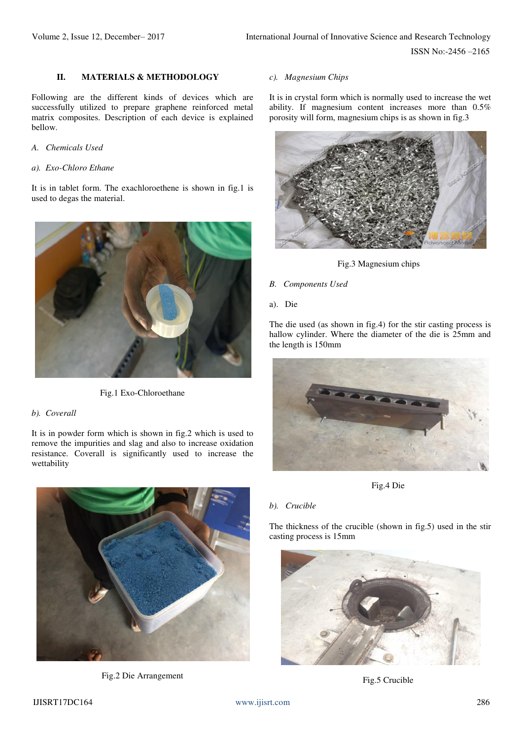## II. MATERIALS & METHODOLOGY

Following are the different kinds of devices which are successfully utilized to prepare graphene reinforced metal matrix composites. Description of each device is explained bellow.

### *A. Chemicals Used*

*a). Exo-Chloro Ethane*

It is in tablet form. The exachloroethene is shown in fig.1 is used to degas the material.

Fig.1 Exo-Chloroethane

*b). Coverall*

It is in powder form which is shown in fig.2 which is used to remove the impurities and slag and also to increase oxidation resistance. Coverall is significantly used to increase the wettability

Fig.2 Die Arrangement

*c). Magnesium Chips*

It is in crystal form which is normally used to increase the wet ability. If magnesium content increases more than 0.5% porosity will form, magnesium chips is as shown in fig.3

Fig.3 Magnesium chips

### *B. Components Used*

a). Die

The die used (as shown in fig.4) for the stir casting process is hallow cylinder. Where the diameter of the die is 25mm and the length is 150mm

Fig.4 Die

*b). Crucible*

The thickness of the crucible (shown in fig.5) used in the stir casting process is 15mm

Fig.5 Crucible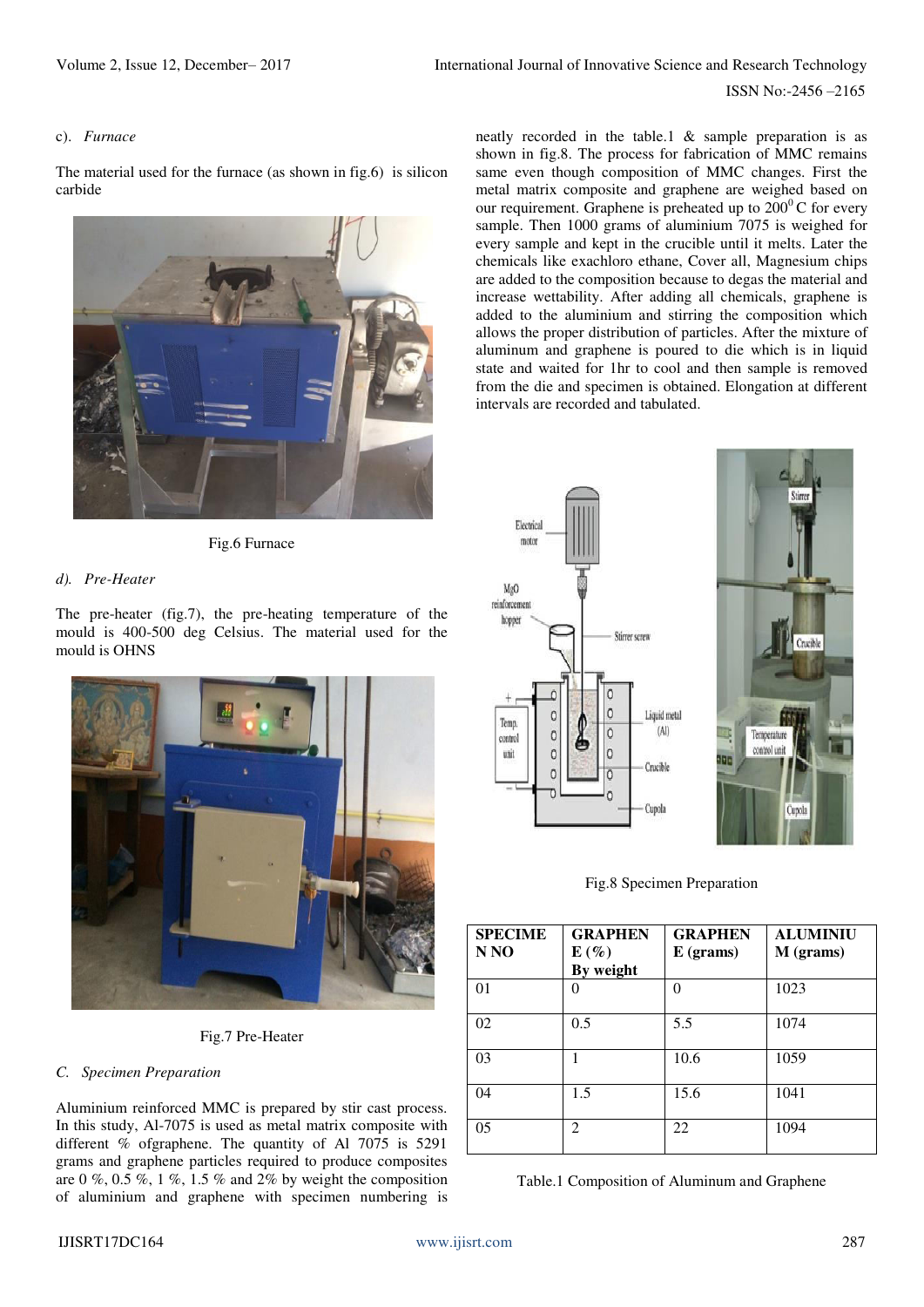c). *Furnace*

The material used for the furnace (as shown in fig.6) is silicon carbide

Fig.6 Furnace

d). *Pre-Heater*

The pre-heater (fig.7), the pre-heating temperature of the mould is 400-500 deg Celsius. The material used for the mould is OHNS

Fig.7 Pre-Heater

C. *Specimen Preparation*

Aluminium reinforced MMC is prepared by stir cast process. In this study, Al-7075 is used as metal matrix composite with different % ofgraphene. The quantity of Al 7075 is 5291 grams and graphene particles required to produce composites are 0 %, 0.5 %, 1 %, 1.5 % and 2% by weight the composition of aluminium and graphene with specimen numbering is neatly recorded in the table.1 & sample preparation is as shown in fig.8. The process for fabrication of MMC remains same even though composition of MMC changes. First the metal matrix composite and graphene are weighed based on our requirement. Graphene is preheated up to $200^0$ C for every sample. Then 1000 grams of aluminium 7075 is weighed for every sample and kept in the crucible until it melts. Later the chemicals like exachloro ethane, Cover all, Magnesium chips are added to the composition because to degas the material and increase wettability. After adding all chemicals, graphene is added to the aluminium and stirring the composition which allows the proper distribution of particles. After the mixture of aluminum and graphene is poured to die which is in liquid state and waited for 1hr to cool and then sample is removed from the die and specimen is obtained. Elongation at different intervals are recorded and tabulated.

Fig.8 Specimen Preparation

| SPECIMEN NO | GRAPHENE (%) By weight | GRAPHENE (grams) | ALUMINIUM (grams) |
|---|---|---|---|
| 01 | 0 | 0 | 1023 |
| 02 | 0.5 | 5.5 | 1074 |
| 03 | 1 | 10.6 | 1059 |
| 04 | 1.5 | 15.6 | 1041 |
| 05 | 2 | 22 | 1094 |

Table.1 Composition of Aluminum and Graphene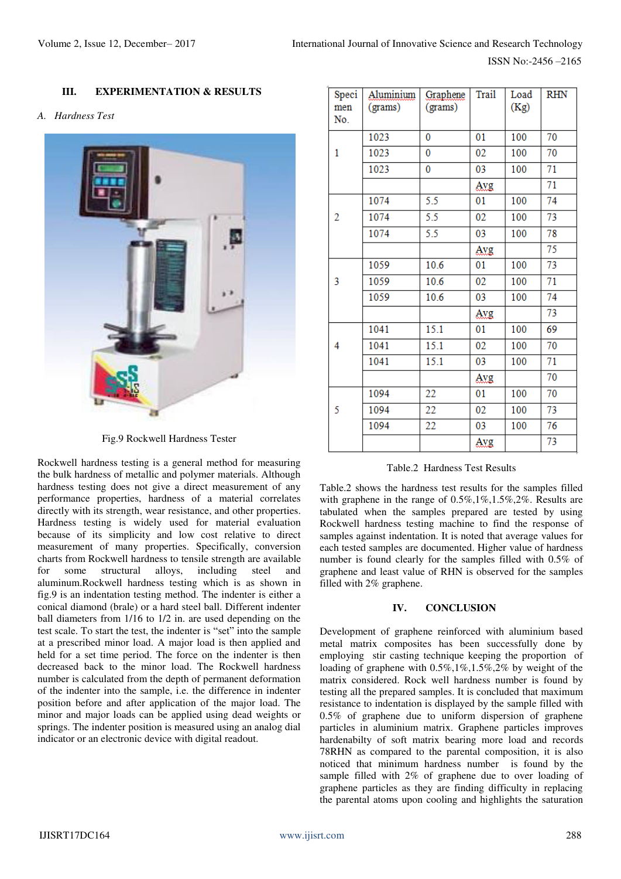## III. EXPERIMENTATION & RESULTS

### A. Hardness Test

Fig.9 Rockwell Hardness Tester

Rockwell hardness testing is a general method for measuring the bulk hardness of metallic and polymer materials. Although hardness testing does not give a direct measurement of any performance properties, hardness of a material correlates directly with its strength, wear resistance, and other properties. Hardness testing is widely used for material evaluation because of its simplicity and low cost relative to direct measurement of many properties. Specifically, conversion charts from Rockwell hardness to tensile strength are available for some structural alloys, including steel and aluminum.Rockwell hardness testing which is as shown in fig.9 is an indentation testing method. The indenter is either a conical diamond (brale) or a hard steel ball. Different indenter ball diameters from 1/16 to 1/2 in. are used depending on the test scale. To start the test, the indenter is "set" into the sample at a prescribed minor load. A major load is then applied and held for a set time period. The force on the indenter is then decreased back to the minor load. The Rockwell hardness number is calculated from the depth of permanent deformation of the indenter into the sample, i.e. the difference in indenter position before and after application of the major load. The minor and major loads can be applied using dead weights or springs. The indenter position is measured using an analog dial indicator or an electronic device with digital readout.

| Specimen No. | Aluminium (grams) | Graphene (grams) | Trail | Load (Kg) | RHN |
|---|---|---|---|---|---|
| 1 | 1023 | 0 | 01 | 100 | 70 |
| | 1023 | 0 | 02 | 100 | 70 |
| | 1023 | 0 | 03 | 100 | 71 |
| | | | Avg | | 71 |
| 2 | 1074 | 5.5 | 01 | 100 | 74 |
| | 1074 | 5.5 | 02 | 100 | 73 |
| | 1074 | 5.5 | 03 | 100 | 78 |
| | | | Avg | | 75 |
| 3 | 1059 | 10.6 | 01 | 100 | 73 |
| | 1059 | 10.6 | 02 | 100 | 71 |
| | 1059 | 10.6 | 03 | 100 | 74 |
| | | | Avg | | 73 |
| 4 | 1041 | 15.1 | 01 | 100 | 69 |
| | 1041 | 15.1 | 02 | 100 | 70 |
| | 1041 | 15.1 | 03 | 100 | 71 |
| | | | Avg | | 70 |
| 5 | 1094 | 22 | 01 | 100 | 70 |
| | 1094 | 22 | 02 | 100 | 73 |
| | 1094 | 22 | 03 | 100 | 76 |
| | | | Avg | | 73 |

Table.2 Hardness Test Results

Table.2 shows the hardness test results for the samples filled with graphene in the range of 0.5%,1%,1.5%,2%. Results are tabulated when the samples prepared are tested by using Rockwell hardness testing machine to find the response of samples against indentation. It is noted that average values for each tested samples are documented. Higher value of hardness number is found clearly for the samples filled with 0.5% of graphene and least value of RHN is observed for the samples filled with 2% graphene.

## IV. CONCLUSION

Development of graphene reinforced with aluminium based metal matrix composites has been successfully done by employing stir casting technique keeping the proportion of loading of graphene with 0.5%,1%,1.5%,2% by weight of the matrix considered. Rock well hardness number is found by testing all the prepared samples. It is concluded that maximum resistance to indentation is displayed by the sample filled with 0.5% of graphene due to uniform dispersion of graphene particles in aluminium matrix. Graphene particles improves hardenabilty of soft matrix bearing more load and records 78RHN as compared to the parental composition, it is also noticed that minimum hardness number is found by the sample filled with 2% of graphene due to over loading of graphene particles as they are finding difficulty in replacing the parental atoms upon cooling and highlights the saturation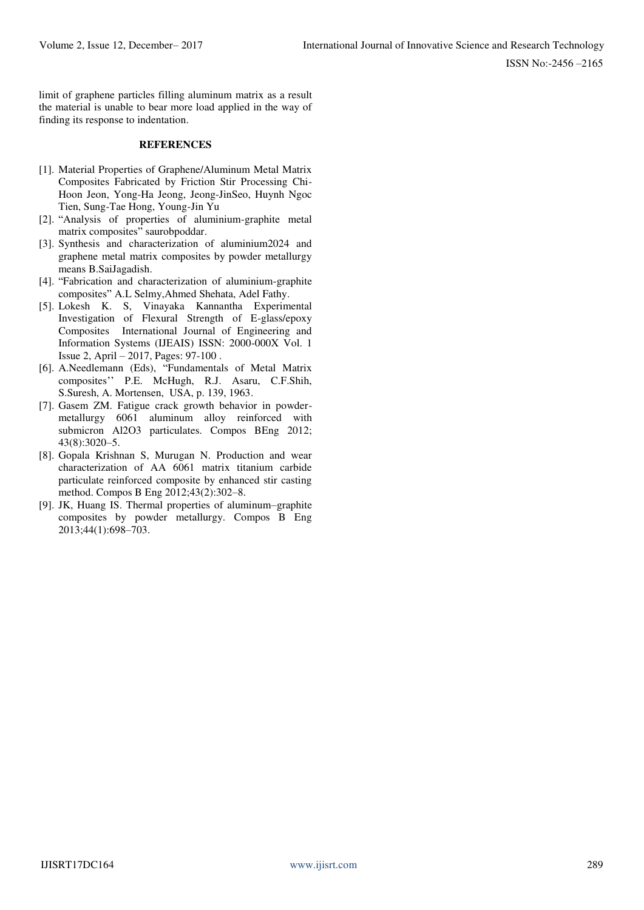limit of graphene particles filling aluminum matrix as a result the material is unable to bear more load applied in the way of finding its response to indentation.

## REFERENCES

[1]. Material Properties of Graphene/Aluminum Metal Matrix Composites Fabricated by Friction Stir Processing Chi-Hoon Jeon, Yong-Ha Jeong, Jeong-JinSeo, Huynh Ngoc Tien, Sung-Tae Hong, Young-Jin Yu

[2]. "Analysis of properties of aluminium-graphite metal matrix composites" saurobpoddar.

[3]. Synthesis and characterization of aluminium2024 and graphene metal matrix composites by powder metallurgy means B.SaiJagadish.

[4]. "Fabrication and characterization of aluminium-graphite composites" A.L Selmy,Ahmed Shehata, Adel Fathy.

[5]. Lokesh K. S, Vinayaka Kannantha Experimental Investigation of Flexural Strength of E-glass/epoxy Composites International Journal of Engineering and Information Systems (IJEAIS) ISSN: 2000-000X Vol. 1 Issue 2, April – 2017, Pages: 97-100 .

[6]. A.Needlemann (Eds), "Fundamentals of Metal Matrix composites'' P.E. McHugh, R.J. Asaru, C.F.Shih, S.Suresh, A. Mortensen, USA, p. 139, 1963.

[7]. Gasem ZM. Fatigue crack growth behavior in powder-metallurgy 6061 aluminum alloy reinforced with submicron $Al_2O_3$ particulates. Compos BEng 2012; 43(8):3020–5.

[8]. Gopala Krishnan S, Murugan N. Production and wear characterization of AA 6061 matrix titanium carbide particulate reinforced composite by enhanced stir casting method. Compos B Eng 2012;43(2):302–8.

[9]. JK, Huang IS. Thermal properties of aluminum–graphite composites by powder metallurgy. Compos B Eng 2013;44(1):698–703.